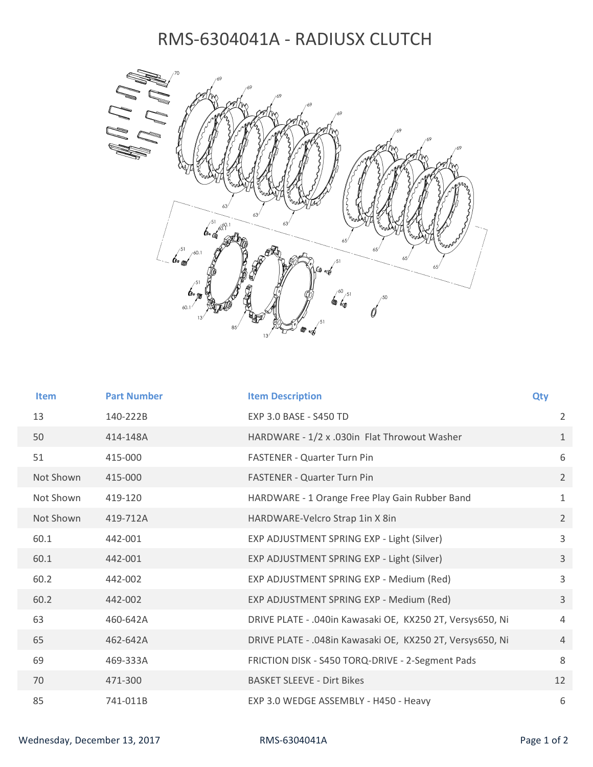# RMS-6304041A - RADIUSX CLUTCH

| Item | Part Number | Item Description | Qty |
|---|---|---|---|
| 13 | 140-222B | EXP 3.0 BASE - S450 TD | 2 |
| 50 | 414-148A | HARDWARE - 1/2 x .030in Flat Throwout Washer | 1 |
| 51 | 415-000 | FASTENER - Quarter Turn Pin | 6 |
| Not Shown | 415-000 | FASTENER - Quarter Turn Pin | 2 |
| Not Shown | 419-120 | HARDWARE - 1 Orange Free Play Gain Rubber Band | 1 |
| Not Shown | 419-712A | HARDWARE-Velcro Strap 1in X 8in | 2 |
| 60.1 | 442-001 | EXP ADJUSTMENT SPRING EXP - Light (Silver) | 3 |
| 60.1 | 442-001 | EXP ADJUSTMENT SPRING EXP - Light (Silver) | 3 |
| 60.2 | 442-002 | EXP ADJUSTMENT SPRING EXP - Medium (Red) | 3 |
| 60.2 | 442-002 | EXP ADJUSTMENT SPRING EXP - Medium (Red) | 3 |
| 63 | 460-642A | DRIVE PLATE - .040in Kawasaki OE, KX250 2T, Versys650, Ni | 4 |
| 65 | 462-642A | DRIVE PLATE - .048in Kawasaki OE, KX250 2T, Versys650, Ni | 4 |
| 69 | 469-333A | FRICTION DISK - S450 TORQ-DRIVE - 2-Segment Pads | 8 |
| 70 | 471-300 | BASKET SLEEVE - Dirt Bikes | 12 |
| 85 | 741-011B | EXP 3.0 WEDGE ASSEMBLY - H450 - Heavy | 6 |

Wednesday, December 13, 2017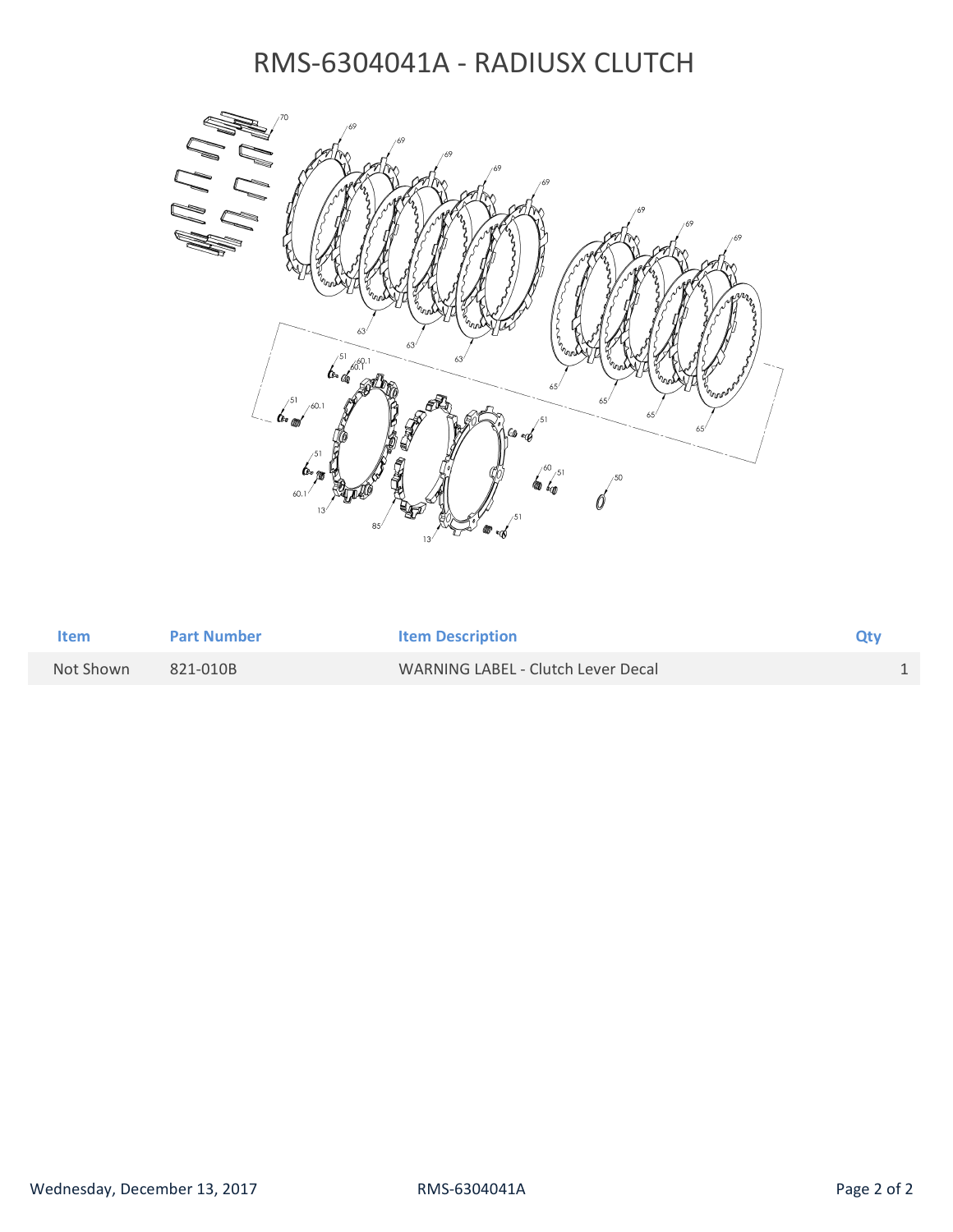# RMS-6304041A - RADIUSX CLUTCH

70
69
69
69
69
69
69
69
69
63
63
63
65
65
65
65
51
60.1
60.1
51
60.1
51
60.1
13
85
13
51
60
51
51
50

| Item | Part Number | Item Description | Qty |
|---|---|---|---|
| Not Shown | 821-010B | WARNING LABEL - Clutch Lever Decal | 1 |